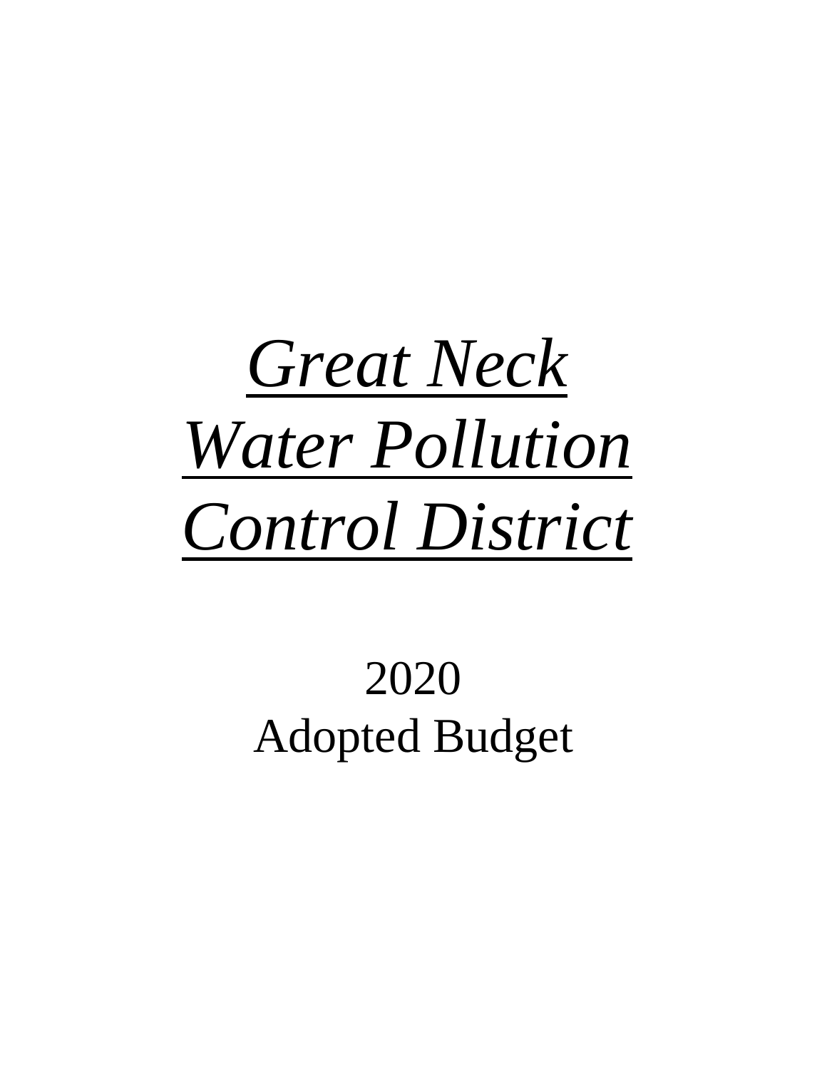# *Great Neck Water Pollution Control District*

2020
Adopted Budget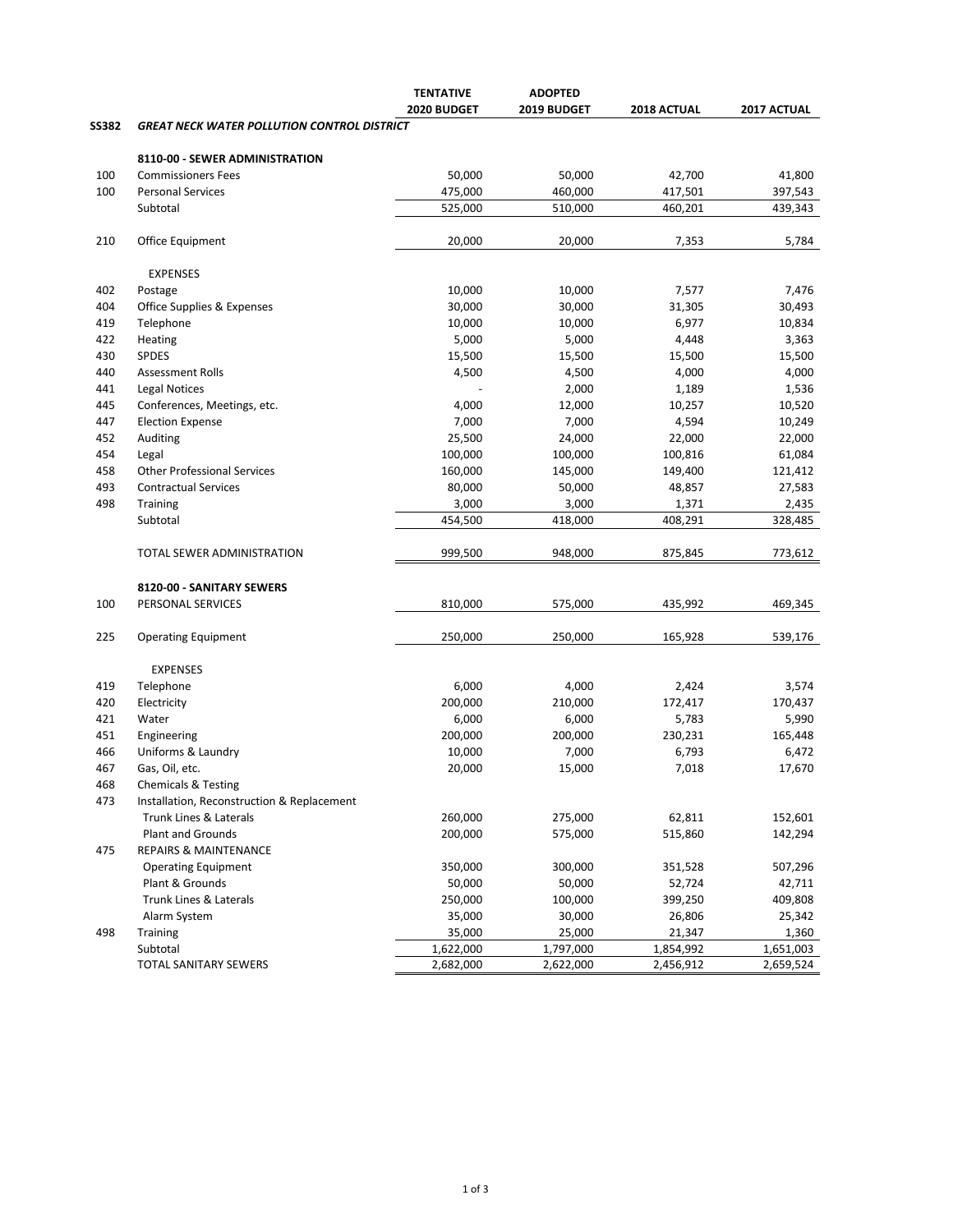| | | TENTATIVE 2020 BUDGET | ADOPTED 2019 BUDGET | 2018 ACTUAL | 2017 ACTUAL |
|---|---|---|---|---|---|
| **SS382** | ***GREAT NECK WATER POLLUTION CONTROL DISTRICT*** | | | | |
| | **8110-00 - SEWER ADMINISTRATION** | | | | |
| 100 | Commissioners Fees | 50,000 | 50,000 | 42,700 | 41,800 |
| 100 | Personal Services | 475,000 | 460,000 | 417,501 | 397,543 |
| | Subtotal | 525,000 | 510,000 | 460,201 | 439,343 |
| 210 | Office Equipment | 20,000 | 20,000 | 7,353 | 5,784 |
| | EXPENSES | | | | |
| 402 | Postage | 10,000 | 10,000 | 7,577 | 7,476 |
| 404 | Office Supplies & Expenses | 30,000 | 30,000 | 31,305 | 30,493 |
| 419 | Telephone | 10,000 | 10,000 | 6,977 | 10,834 |
| 422 | Heating | 5,000 | 5,000 | 4,448 | 3,363 |
| 430 | SPDES | 15,500 | 15,500 | 15,500 | 15,500 |
| 440 | Assessment Rolls | 4,500 | 4,500 | 4,000 | 4,000 |
| 441 | Legal Notices | - | 2,000 | 1,189 | 1,536 |
| 445 | Conferences, Meetings, etc. | 4,000 | 12,000 | 10,257 | 10,520 |
| 447 | Election Expense | 7,000 | 7,000 | 4,594 | 10,249 |
| 452 | Auditing | 25,500 | 24,000 | 22,000 | 22,000 |
| 454 | Legal | 100,000 | 100,000 | 100,816 | 61,084 |
| 458 | Other Professional Services | 160,000 | 145,000 | 149,400 | 121,412 |
| 493 | Contractual Services | 80,000 | 50,000 | 48,857 | 27,583 |
| 498 | Training | 3,000 | 3,000 | 1,371 | 2,435 |
| | Subtotal | 454,500 | 418,000 | 408,291 | 328,485 |
| | TOTAL SEWER ADMINISTRATION | 999,500 | 948,000 | 875,845 | 773,612 |
| | **8120-00 - SANITARY SEWERS** | | | | |
| 100 | PERSONAL SERVICES | 810,000 | 575,000 | 435,992 | 469,345 |
| 225 | Operating Equipment | 250,000 | 250,000 | 165,928 | 539,176 |
| | EXPENSES | | | | |
| 419 | Telephone | 6,000 | 4,000 | 2,424 | 3,574 |
| 420 | Electricity | 200,000 | 210,000 | 172,417 | 170,437 |
| 421 | Water | 6,000 | 6,000 | 5,783 | 5,990 |
| 451 | Engineering | 200,000 | 200,000 | 230,231 | 165,448 |
| 466 | Uniforms & Laundry | 10,000 | 7,000 | 6,793 | 6,472 |
| 467 | Gas, Oil, etc. | 20,000 | 15,000 | 7,018 | 17,670 |
| 468 | Chemicals & Testing | | | | |
| 473 | Installation, Reconstruction & Replacement | | | | |
| | Trunk Lines & Laterals | 260,000 | 275,000 | 62,811 | 152,601 |
| | Plant and Grounds | 200,000 | 575,000 | 515,860 | 142,294 |
| 475 | REPAIRS & MAINTENANCE | | | | |
| | Operating Equipment | 350,000 | 300,000 | 351,528 | 507,296 |
| | Plant & Grounds | 50,000 | 50,000 | 52,724 | 42,711 |
| | Trunk Lines & Laterals | 250,000 | 100,000 | 399,250 | 409,808 |
| | Alarm System | 35,000 | 30,000 | 26,806 | 25,342 |
| 498 | Training | 35,000 | 25,000 | 21,347 | 1,360 |
| | Subtotal | 1,622,000 | 1,797,000 | 1,854,992 | 1,651,003 |
| | TOTAL SANITARY SEWERS | 2,682,000 | 2,622,000 | 2,456,912 | 2,659,524 |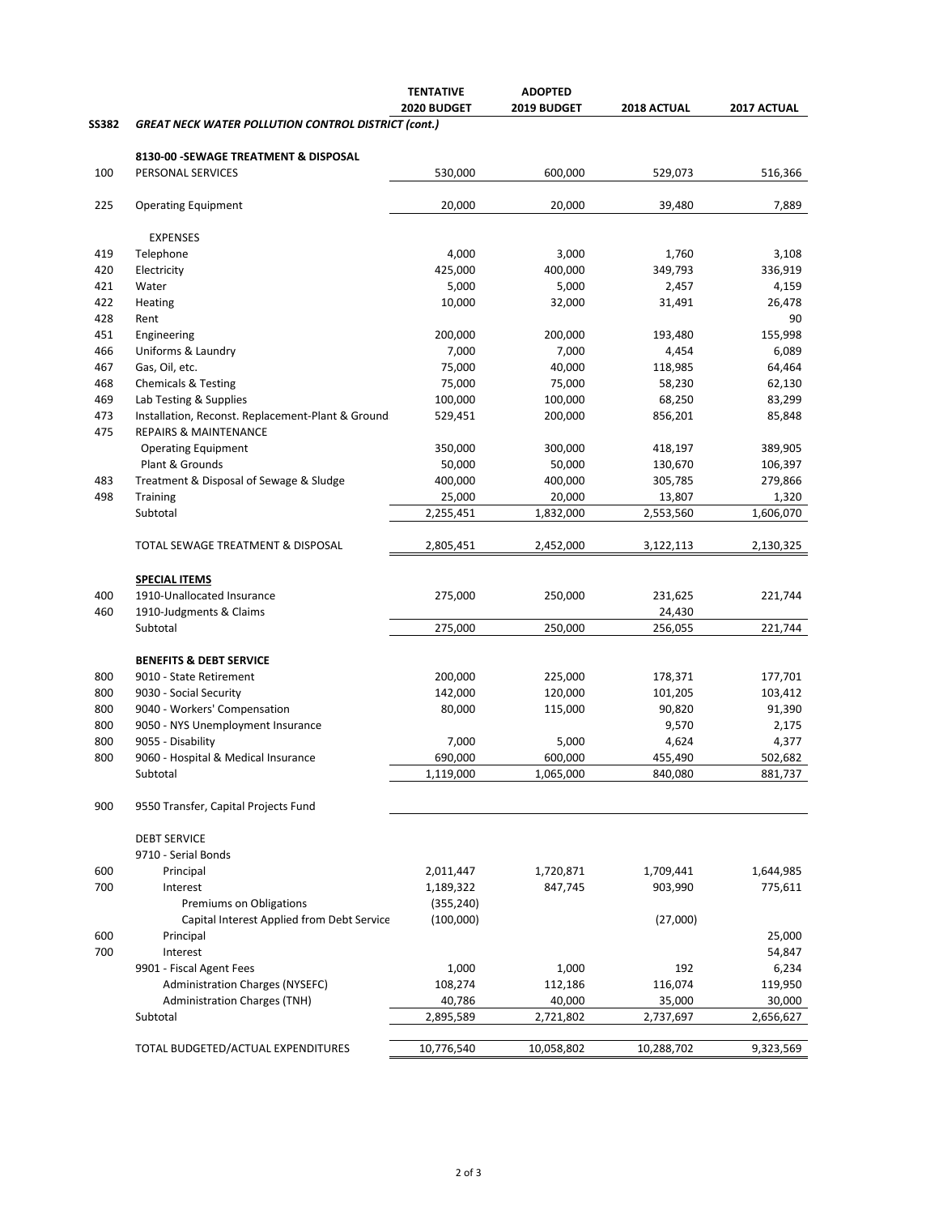| | | TENTATIVE 2020 BUDGET | ADOPTED 2019 BUDGET | 2018 ACTUAL | 2017 ACTUAL |
|---|---|---|---|---|---|
| **SS382** | ***GREAT NECK WATER POLLUTION CONTROL DISTRICT (cont.)*** | | | | |
| | **8130-00 -SEWAGE TREATMENT & DISPOSAL** | | | | |
| 100 | PERSONAL SERVICES | 530,000 | 600,000 | 529,073 | 516,366 |
| 225 | Operating Equipment | 20,000 | 20,000 | 39,480 | 7,889 |
| | EXPENSES | | | | |
| 419 | Telephone | 4,000 | 3,000 | 1,760 | 3,108 |
| 420 | Electricity | 425,000 | 400,000 | 349,793 | 336,919 |
| 421 | Water | 5,000 | 5,000 | 2,457 | 4,159 |
| 422 | Heating | 10,000 | 32,000 | 31,491 | 26,478 |
| 428 | Rent | | | | 90 |
| 451 | Engineering | 200,000 | 200,000 | 193,480 | 155,998 |
| 466 | Uniforms & Laundry | 7,000 | 7,000 | 4,454 | 6,089 |
| 467 | Gas, Oil, etc. | 75,000 | 40,000 | 118,985 | 64,464 |
| 468 | Chemicals & Testing | 75,000 | 75,000 | 58,230 | 62,130 |
| 469 | Lab Testing & Supplies | 100,000 | 100,000 | 68,250 | 83,299 |
| 473 | Installation, Reconst. Replacement-Plant & Ground | 529,451 | 200,000 | 856,201 | 85,848 |
| 475 | REPAIRS & MAINTENANCE | | | | |
| | Operating Equipment | 350,000 | 300,000 | 418,197 | 389,905 |
| | Plant & Grounds | 50,000 | 50,000 | 130,670 | 106,397 |
| 483 | Treatment & Disposal of Sewage & Sludge | 400,000 | 400,000 | 305,785 | 279,866 |
| 498 | Training | 25,000 | 20,000 | 13,807 | 1,320 |
| | Subtotal | 2,255,451 | 1,832,000 | 2,553,560 | 1,606,070 |
| | TOTAL SEWAGE TREATMENT & DISPOSAL | 2,805,451 | 2,452,000 | 3,122,113 | 2,130,325 |
| | **SPECIAL ITEMS** | | | | |
| 400 | 1910-Unallocated Insurance | 275,000 | 250,000 | 231,625 | 221,744 |
| 460 | 1910-Judgments & Claims | | | 24,430 | |
| | Subtotal | 275,000 | 250,000 | 256,055 | 221,744 |
| | **BENEFITS & DEBT SERVICE** | | | | |
| 800 | 9010 - State Retirement | 200,000 | 225,000 | 178,371 | 177,701 |
| 800 | 9030 - Social Security | 142,000 | 120,000 | 101,205 | 103,412 |
| 800 | 9040 - Workers' Compensation | 80,000 | 115,000 | 90,820 | 91,390 |
| 800 | 9050 - NYS Unemployment Insurance | | | 9,570 | 2,175 |
| 800 | 9055 - Disability | 7,000 | 5,000 | 4,624 | 4,377 |
| 800 | 9060 - Hospital & Medical Insurance | 690,000 | 600,000 | 455,490 | 502,682 |
| | Subtotal | 1,119,000 | 1,065,000 | 840,080 | 881,737 |
| 900 | 9550 Transfer, Capital Projects Fund | | | | |
| | DEBT SERVICE | | | | |
| | 9710 - Serial Bonds | | | | |
| 600 | Principal | 2,011,447 | 1,720,871 | 1,709,441 | 1,644,985 |
| 700 | Interest | 1,189,322 | 847,745 | 903,990 | 775,611 |
| | Premiums on Obligations | (355,240) | | | |
| | Capital Interest Applied from Debt Service | (100,000) | | (27,000) | |
| 600 | Principal | | | | 25,000 |
| 700 | Interest | | | | 54,847 |
| | 9901 - Fiscal Agent Fees | 1,000 | 1,000 | 192 | 6,234 |
| | Administration Charges (NYSEFC) | 108,274 | 112,186 | 116,074 | 119,950 |
| | Administration Charges (TNH) | 40,786 | 40,000 | 35,000 | 30,000 |
| | Subtotal | 2,895,589 | 2,721,802 | 2,737,697 | 2,656,627 |
| | TOTAL BUDGETED/ACTUAL EXPENDITURES | 10,776,540 | 10,058,802 | 10,288,702 | 9,323,569 |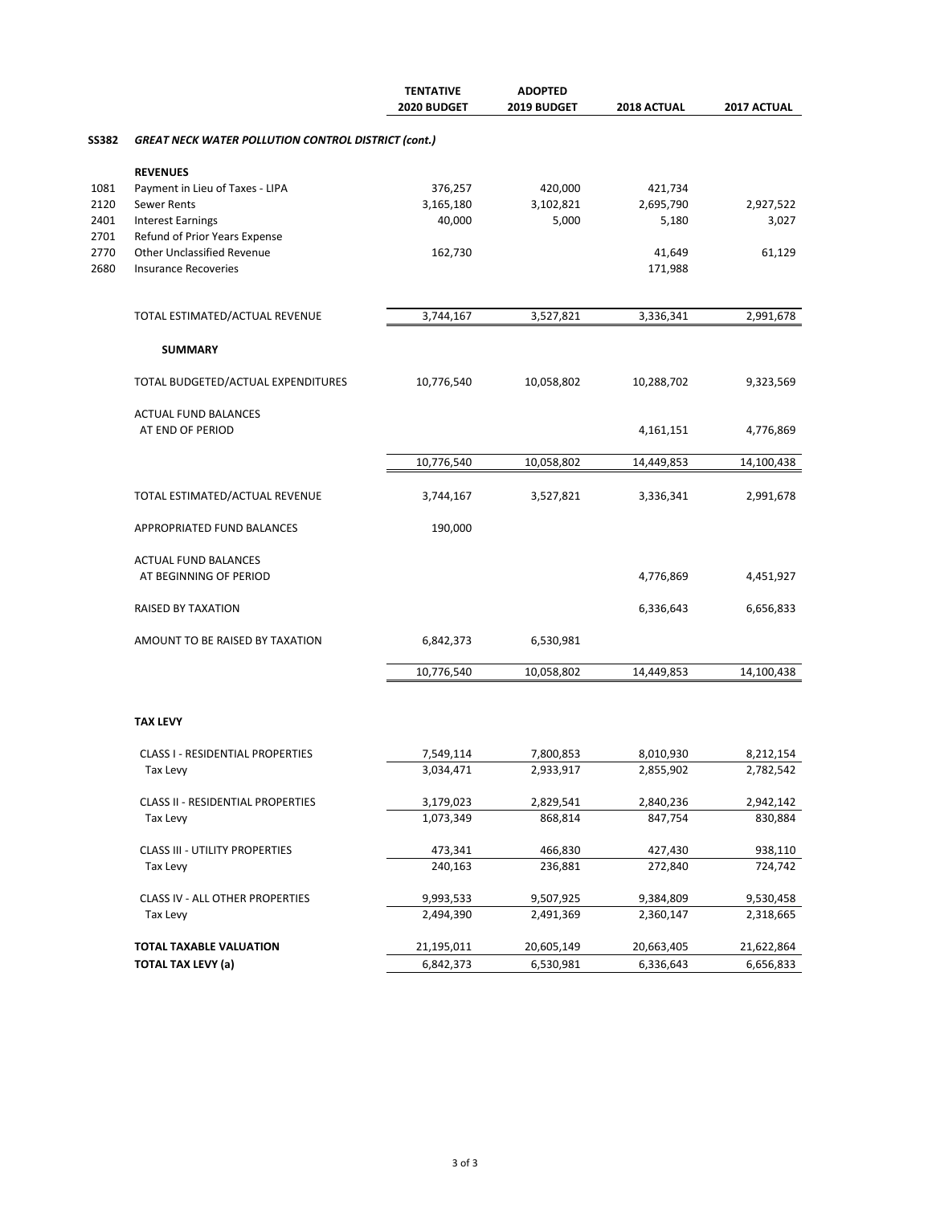| | | TENTATIVE 2020 BUDGET | ADOPTED 2019 BUDGET | 2018 ACTUAL | 2017 ACTUAL |
|---|---|---|---|---|---|
| **SS382** | ***GREAT NECK WATER POLLUTION CONTROL DISTRICT (cont.)*** | | | | |
| | **REVENUES** | | | | |
| 1081 | Payment in Lieu of Taxes - LIPA | 376,257 | 420,000 | 421,734 | |
| 2120 | Sewer Rents | 3,165,180 | 3,102,821 | 2,695,790 | 2,927,522 |
| 2401 | Interest Earnings | 40,000 | 5,000 | 5,180 | 3,027 |
| 2701 | Refund of Prior Years Expense | | | | |
| 2770 | Other Unclassified Revenue | 162,730 | | 41,649 | 61,129 |
| 2680 | Insurance Recoveries | | | 171,988 | |
| | TOTAL ESTIMATED/ACTUAL REVENUE | 3,744,167 | 3,527,821 | 3,336,341 | 2,991,678 |
| | **SUMMARY** | | | | |
| | TOTAL BUDGETED/ACTUAL EXPENDITURES | 10,776,540 | 10,058,802 | 10,288,702 | 9,323,569 |
| | ACTUAL FUND BALANCES AT END OF PERIOD | | | 4,161,151 | 4,776,869 |
| | | 10,776,540 | 10,058,802 | 14,449,853 | 14,100,438 |
| | TOTAL ESTIMATED/ACTUAL REVENUE | 3,744,167 | 3,527,821 | 3,336,341 | 2,991,678 |
| | APPROPRIATED FUND BALANCES | 190,000 | | | |
| | ACTUAL FUND BALANCES AT BEGINNING OF PERIOD | | | 4,776,869 | 4,451,927 |
| | RAISED BY TAXATION | | | 6,336,643 | 6,656,833 |
| | AMOUNT TO BE RAISED BY TAXATION | 6,842,373 | 6,530,981 | | |
| | | 10,776,540 | 10,058,802 | 14,449,853 | 14,100,438 |
| | **TAX LEVY** | | | | |
| | CLASS I - RESIDENTIAL PROPERTIES | 7,549,114 | 7,800,853 | 8,010,930 | 8,212,154 |
| | Tax Levy | 3,034,471 | 2,933,917 | 2,855,902 | 2,782,542 |
| | CLASS II - RESIDENTIAL PROPERTIES | 3,179,023 | 2,829,541 | 2,840,236 | 2,942,142 |
| | Tax Levy | 1,073,349 | 868,814 | 847,754 | 830,884 |
| | CLASS III - UTILITY PROPERTIES | 473,341 | 466,830 | 427,430 | 938,110 |
| | Tax Levy | 240,163 | 236,881 | 272,840 | 724,742 |
| | CLASS IV - ALL OTHER PROPERTIES | 9,993,533 | 9,507,925 | 9,384,809 | 9,530,458 |
| | Tax Levy | 2,494,390 | 2,491,369 | 2,360,147 | 2,318,665 |
| | **TOTAL TAXABLE VALUATION** | 21,195,011 | 20,605,149 | 20,663,405 | 21,622,864 |
| | **TOTAL TAX LEVY (a)** | 6,842,373 | 6,530,981 | 6,336,643 | 6,656,833 |